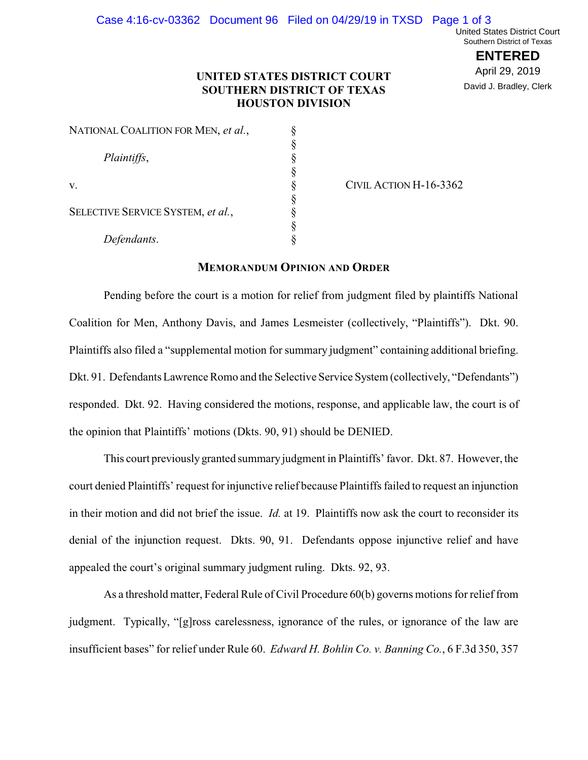**UNITED STATES DISTRICT COURT**
**SOUTHERN DISTRICT OF TEXAS**
**HOUSTON DIVISION**

| | | |
|---|---|---|
| NATIONAL COALITION FOR MEN, *et al.*, | § | |
| | § | |
| *Plaintiffs*, | § | |
| | § | |
| v. | § | CIVIL ACTION H-16-3362 |
| | § | |
| SELECTIVE SERVICE SYSTEM, *et al.*, | § | |
| | § | |
| *Defendants*. | § | |

## MEMORANDUM OPINION AND ORDER

Pending before the court is a motion for relief from judgment filed by plaintiffs National Coalition for Men, Anthony Davis, and James Lesmeister (collectively, "Plaintiffs"). Dkt. 90. Plaintiffs also filed a "supplemental motion for summary judgment" containing additional briefing. Dkt. 91. Defendants Lawrence Romo and the Selective Service System (collectively, "Defendants") responded. Dkt. 92. Having considered the motions, response, and applicable law, the court is of the opinion that Plaintiffs' motions (Dkts. 90, 91) should be DENIED.

This court previously granted summary judgment in Plaintiffs' favor. Dkt. 87. However, the court denied Plaintiffs' request for injunctive relief because Plaintiffs failed to request an injunction in their motion and did not brief the issue. *Id.* at 19. Plaintiffs now ask the court to reconsider its denial of the injunction request. Dkts. 90, 91. Defendants oppose injunctive relief and have appealed the court's original summary judgment ruling. Dkts. 92, 93.

As a threshold matter, Federal Rule of Civil Procedure 60(b) governs motions for relief from judgment. Typically, "[g]ross carelessness, ignorance of the rules, or ignorance of the law are insufficient bases" for relief under Rule 60. *Edward H. Bohlin Co. v. Banning Co.*, 6 F.3d 350, 357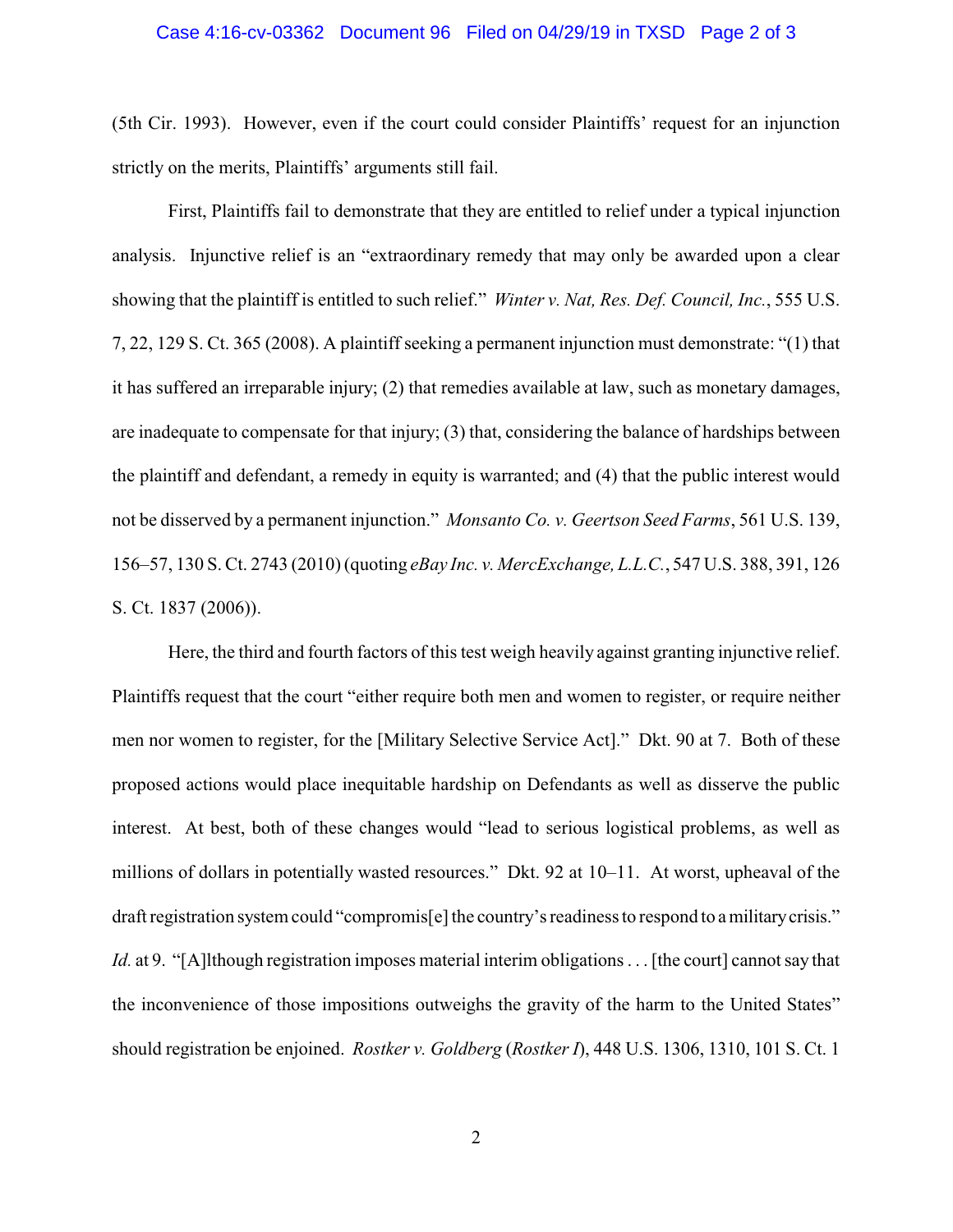(5th Cir. 1993). However, even if the court could consider Plaintiffs' request for an injunction strictly on the merits, Plaintiffs' arguments still fail.

First, Plaintiffs fail to demonstrate that they are entitled to relief under a typical injunction analysis. Injunctive relief is an "extraordinary remedy that may only be awarded upon a clear showing that the plaintiff is entitled to such relief." *Winter v. Nat, Res. Def. Council, Inc.*, 555 U.S. 7, 22, 129 S. Ct. 365 (2008). A plaintiff seeking a permanent injunction must demonstrate: "(1) that it has suffered an irreparable injury; (2) that remedies available at law, such as monetary damages, are inadequate to compensate for that injury; (3) that, considering the balance of hardships between the plaintiff and defendant, a remedy in equity is warranted; and (4) that the public interest would not be disserved by a permanent injunction." *Monsanto Co. v. Geertson Seed Farms*, 561 U.S. 139, 156–57, 130 S. Ct. 2743 (2010) (quoting *eBay Inc. v. MercExchange, L.L.C.*, 547 U.S. 388, 391, 126 S. Ct. 1837 (2006)).

Here, the third and fourth factors of this test weigh heavily against granting injunctive relief. Plaintiffs request that the court "either require both men and women to register, or require neither men nor women to register, for the [Military Selective Service Act]." Dkt. 90 at 7. Both of these proposed actions would place inequitable hardship on Defendants as well as disserve the public interest. At best, both of these changes would "lead to serious logistical problems, as well as millions of dollars in potentially wasted resources." Dkt. 92 at 10–11. At worst, upheaval of the draft registration system could "compromis[e] the country's readiness to respond to a military crisis." *Id.* at 9. "[A]lthough registration imposes material interim obligations . . . [the court] cannot say that the inconvenience of those impositions outweighs the gravity of the harm to the United States" should registration be enjoined. *Rostker v. Goldberg* (*Rostker I*), 448 U.S. 1306, 1310, 101 S. Ct. 1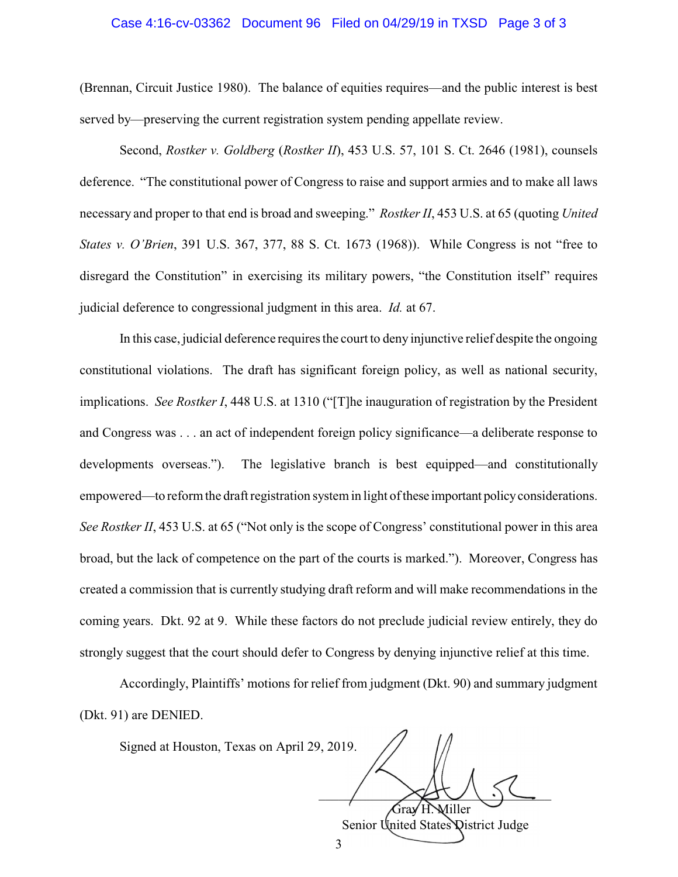(Brennan, Circuit Justice 1980). The balance of equities requires—and the public interest is best served by—preserving the current registration system pending appellate review.

Second, *Rostker v. Goldberg* (*Rostker II*), 453 U.S. 57, 101 S. Ct. 2646 (1981), counsels deference. "The constitutional power of Congress to raise and support armies and to make all laws necessary and proper to that end is broad and sweeping." *Rostker II*, 453 U.S. at 65 (quoting *United States v. O'Brien*, 391 U.S. 367, 377, 88 S. Ct. 1673 (1968)). While Congress is not "free to disregard the Constitution" in exercising its military powers, "the Constitution itself" requires judicial deference to congressional judgment in this area. *Id.* at 67.

In this case, judicial deference requires the court to deny injunctive relief despite the ongoing constitutional violations. The draft has significant foreign policy, as well as national security, implications. *See Rostker I*, 448 U.S. at 1310 ("[T]he inauguration of registration by the President and Congress was . . . an act of independent foreign policy significance—a deliberate response to developments overseas."). The legislative branch is best equipped—and constitutionally empowered—to reform the draft registration system in light of these important policy considerations. *See Rostker II*, 453 U.S. at 65 ("Not only is the scope of Congress' constitutional power in this area broad, but the lack of competence on the part of the courts is marked."). Moreover, Congress has created a commission that is currently studying draft reform and will make recommendations in the coming years. Dkt. 92 at 9. While these factors do not preclude judicial review entirely, they do strongly suggest that the court should defer to Congress by denying injunctive relief at this time.

Accordingly, Plaintiffs' motions for relief from judgment (Dkt. 90) and summary judgment (Dkt. 91) are DENIED.

Signed at Houston, Texas on April 29, 2019.

Gray H. Miller
Senior United States District Judge